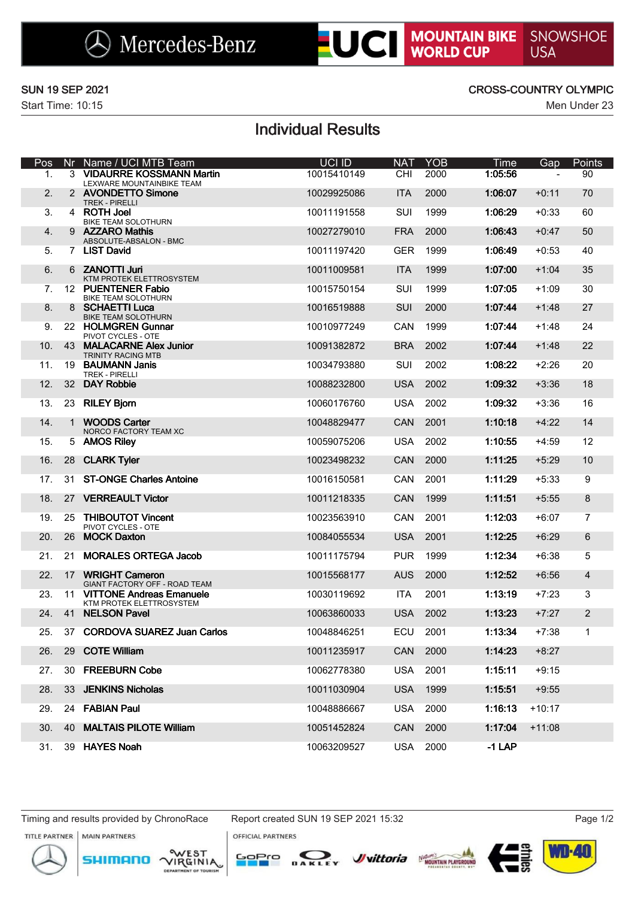Mercedes-Benz | UCI MOUNTAIN BIKE WORLD CUP | SNOWSHOE USA

SUN 19 SEP 2021

Start Time: 10:15

CROSS-COUNTRY OLYMPIC

Men Under 23

# Individual Results

| Pos | Nr | Name / UCI MTB Team | UCI ID | NAT | YOB | Time | Gap | Points |
|---|---|---|---|---|---|---|---|---|
| 1. | 3 | **VIDAURRE KOSSMANN Martin** LEXWARE MOUNTAINBIKE TEAM | 10015410149 | CHI | 2000 | **1:05:56** | - | 90 |
| 2. | 2 | **AVONDETTO Simone** TREK - PIRELLI | 10029925086 | ITA | 2000 | **1:06:07** | +0:11 | 70 |
| 3. | 4 | **ROTH Joel** BIKE TEAM SOLOTHURN | 10011191558 | SUI | 1999 | **1:06:29** | +0:33 | 60 |
| 4. | 9 | **AZZARO Mathis** ABSOLUTE-ABSALON - BMC | 10027279010 | FRA | 2000 | **1:06:43** | +0:47 | 50 |
| 5. | 7 | **LIST David** | 10011197420 | GER | 1999 | **1:06:49** | +0:53 | 40 |
| 6. | 6 | **ZANOTTI Juri** KTM PROTEK ELETTROSYSTEM | 10011009581 | ITA | 1999 | **1:07:00** | +1:04 | 35 |
| 7. | 12 | **PUENTENER Fabio** BIKE TEAM SOLOTHURN | 10015750154 | SUI | 1999 | **1:07:05** | +1:09 | 30 |
| 8. | 8 | **SCHAETTI Luca** BIKE TEAM SOLOTHURN | 10016519888 | SUI | 2000 | **1:07:44** | +1:48 | 27 |
| 9. | 22 | **HOLMGREN Gunnar** PIVOT CYCLES - OTE | 10010977249 | CAN | 1999 | **1:07:44** | +1:48 | 24 |
| 10. | 43 | **MALACARNE Alex Junior** TRINITY RACING MTB | 10091382872 | BRA | 2002 | **1:07:44** | +1:48 | 22 |
| 11. | 19 | **BAUMANN Janis** TREK - PIRELLI | 10034793880 | SUI | 2002 | **1:08:22** | +2:26 | 20 |
| 12. | 32 | **DAY Robbie** | 10088232800 | USA | 2002 | **1:09:32** | +3:36 | 18 |
| 13. | 23 | **RILEY Bjorn** | 10060176760 | USA | 2002 | **1:09:32** | +3:36 | 16 |
| 14. | 1 | **WOODS Carter** NORCO FACTORY TEAM XC | 10048829477 | CAN | 2001 | **1:10:18** | +4:22 | 14 |
| 15. | 5 | **AMOS Riley** | 10059075206 | USA | 2002 | **1:10:55** | +4:59 | 12 |
| 16. | 28 | **CLARK Tyler** | 10023498232 | CAN | 2000 | **1:11:25** | +5:29 | 10 |
| 17. | 31 | **ST-ONGE Charles Antoine** | 10016150581 | CAN | 2001 | **1:11:29** | +5:33 | 9 |
| 18. | 27 | **VERREAULT Victor** | 10011218335 | CAN | 1999 | **1:11:51** | +5:55 | 8 |
| 19. | 25 | **THIBOUTOT Vincent** PIVOT CYCLES - OTE | 10023563910 | CAN | 2001 | **1:12:03** | +6:07 | 7 |
| 20. | 26 | **MOCK Daxton** | 10084055534 | USA | 2001 | **1:12:25** | +6:29 | 6 |
| 21. | 21 | **MORALES ORTEGA Jacob** | 10011175794 | PUR | 1999 | **1:12:34** | +6:38 | 5 |
| 22. | 17 | **WRIGHT Cameron** GIANT FACTORY OFF - ROAD TEAM | 10015568177 | AUS | 2000 | **1:12:52** | +6:56 | 4 |
| 23. | 11 | **VITTONE Andreas Emanuele** KTM PROTEK ELETTROSYSTEM | 10030119692 | ITA | 2001 | **1:13:19** | +7:23 | 3 |
| 24. | 41 | **NELSON Pavel** | 10063860033 | USA | 2002 | **1:13:23** | +7:27 | 2 |
| 25. | 37 | **CORDOVA SUAREZ Juan Carlos** | 10048846251 | ECU | 2001 | **1:13:34** | +7:38 | 1 |
| 26. | 29 | **COTE William** | 10011235917 | CAN | 2000 | **1:14:23** | +8:27 | |
| 27. | 30 | **FREEBURN Cobe** | 10062778380 | USA | 2001 | **1:15:11** | +9:15 | |
| 28. | 33 | **JENKINS Nicholas** | 10011030904 | USA | 1999 | **1:15:51** | +9:55 | |
| 29. | 24 | **FABIAN Paul** | 10048886667 | USA | 2000 | **1:16:13** | +10:17 | |
| 30. | 40 | **MALTAIS PILOTE William** | 10051452824 | CAN | 2000 | **1:17:04** | +11:08 | |
| 31. | 39 | **HAYES Noah** | 10063209527 | USA | 2000 | **-1 LAP** | | |

Timing and results provided by ChronoRace

Report created SUN 19 SEP 2021 15:32

TITLE PARTNER | MAIN PARTNERS | OFFICIAL PARTNERS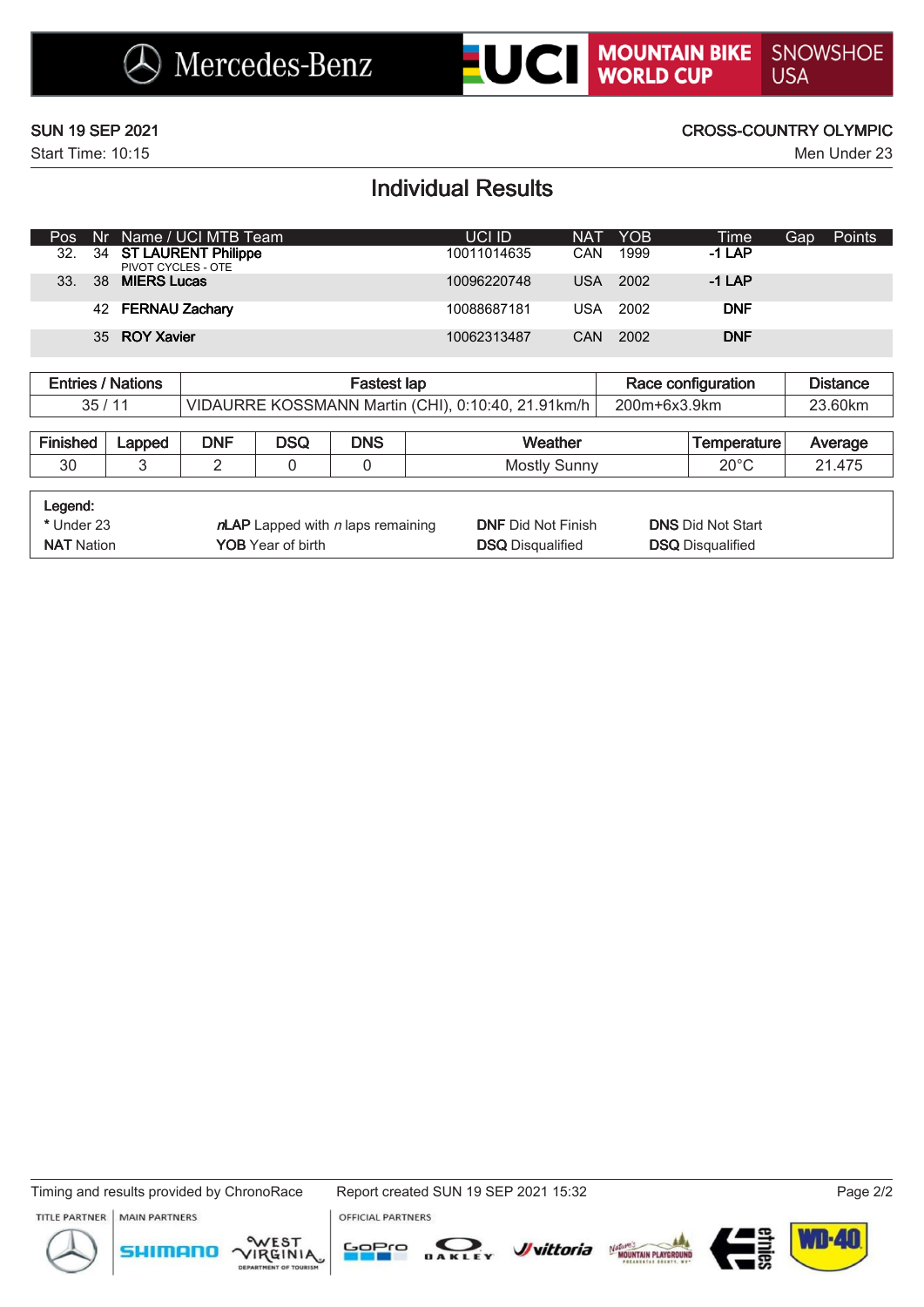SUN 19 SEP 2021

Start Time: 10:15

CROSS-COUNTRY OLYMPIC

Men Under 23

# Individual Results

| Pos | Nr | Name / UCI MTB Team | UCI ID | NAT | YOB | Time | Gap | Points |
|---|---|---|---|---|---|---|---|---|
| 32. | 34 | **ST LAURENT Philippe** PIVOT CYCLES - OTE | 10011014635 | CAN | 1999 | **-1 LAP** | | |
| 33. | 38 | **MIERS Lucas** | 10096220748 | USA | 2002 | **-1 LAP** | | |
| | 42 | **FERNAU Zachary** | 10088687181 | USA | 2002 | **DNF** | | |
| | 35 | **ROY Xavier** | 10062313487 | CAN | 2002 | **DNF** | | |

| Entries / Nations | Fastest lap | Race configuration | Distance |
|---|---|---|---|
| 35 / 11 | VIDAURRE KOSSMANN Martin (CHI), 0:10:40, 21.91km/h | 200m+6x3.9km | 23.60km |

| Finished | Lapped | DNF | DSQ | DNS | Weather | Temperature | Average |
|---|---|---|---|---|---|---|---|
| 30 | 3 | 2 | 0 | 0 | Mostly Sunny | 20°C | 21.475 |

**Legend:**

| | | | |
|---|---|---|---|
| * Under 23 | ***n*LAP** Lapped with *n* laps remaining | **DNF** Did Not Finish | **DNS** Did Not Start |
| **NAT** Nation | **YOB** Year of birth | **DSQ** Disqualified | **DSQ** Disqualified |

Timing and results provided by ChronoRace

Report created SUN 19 SEP 2021 15:32